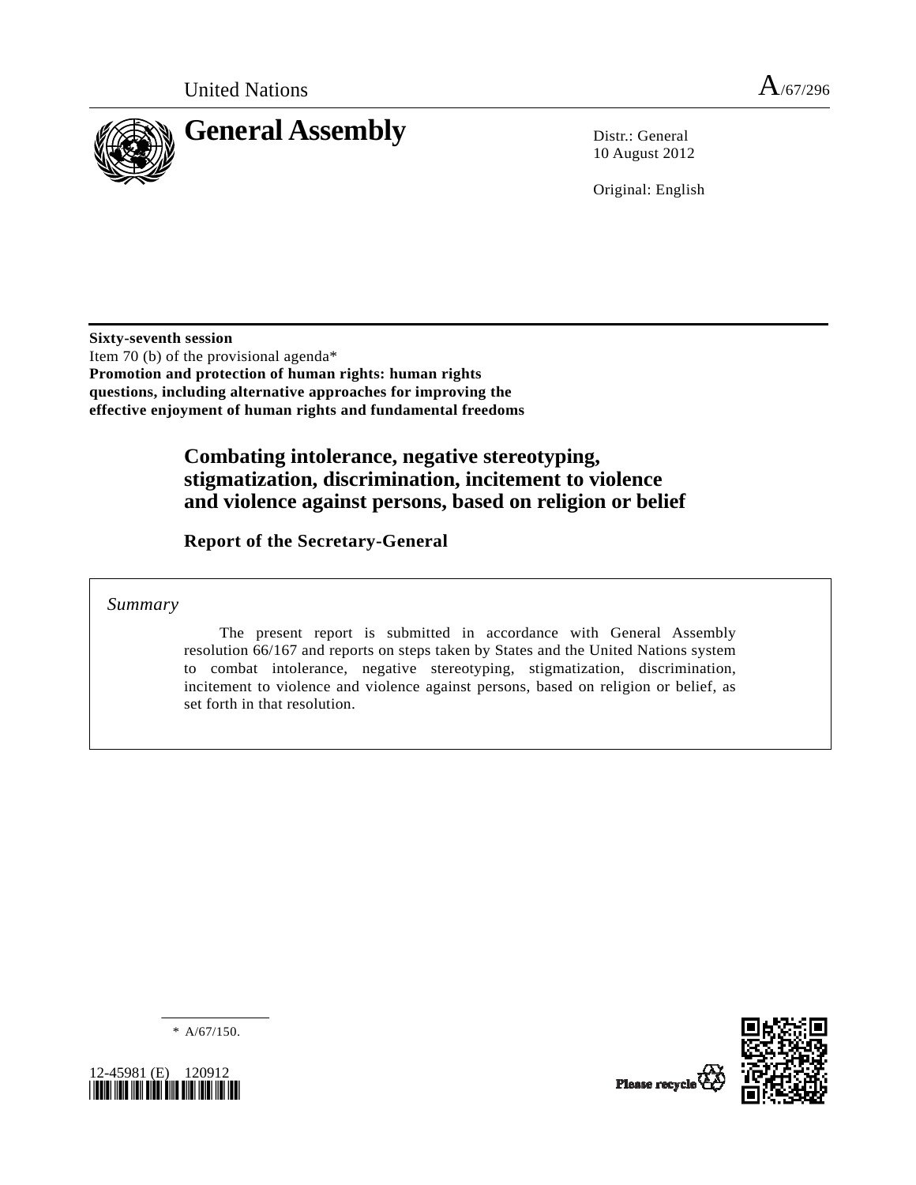United Nations A/67/296

# General Assembly

Distr.: General
10 August 2012

Original: English

**Sixty-seventh session**
Item 70 (b) of the provisional agenda*
**Promotion and protection of human rights: human rights questions, including alternative approaches for improving the effective enjoyment of human rights and fundamental freedoms**

## Combating intolerance, negative stereotyping, stigmatization, discrimination, incitement to violence and violence against persons, based on religion or belief

### Report of the Secretary-General

*Summary*

The present report is submitted in accordance with General Assembly resolution 66/167 and reports on steps taken by States and the United Nations system to combat intolerance, negative stereotyping, stigmatization, discrimination, incitement to violence and violence against persons, based on religion or belief, as set forth in that resolution.

\* A/67/150.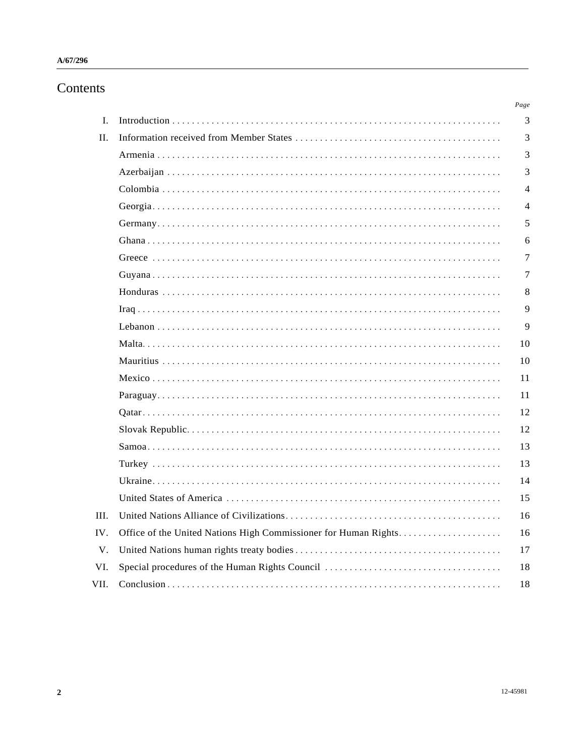# Contents

| | | Page |
|---|---|---|
| I. | Introduction | 3 |
| II. | Information received from Member States | 3 |
| | Armenia | 3 |
| | Azerbaijan | 3 |
| | Colombia | 4 |
| | Georgia | 4 |
| | Germany | 5 |
| | Ghana | 6 |
| | Greece | 7 |
| | Guyana | 7 |
| | Honduras | 8 |
| | Iraq | 9 |
| | Lebanon | 9 |
| | Malta | 10 |
| | Mauritius | 10 |
| | Mexico | 11 |
| | Paraguay | 11 |
| | Qatar | 12 |
| | Slovak Republic | 12 |
| | Samoa | 13 |
| | Turkey | 13 |
| | Ukraine | 14 |
| | United States of America | 15 |
| III. | United Nations Alliance of Civilizations | 16 |
| IV. | Office of the United Nations High Commissioner for Human Rights | 16 |
| V. | United Nations human rights treaty bodies | 17 |
| VI. | Special procedures of the Human Rights Council | 18 |
| VII. | Conclusion | 18 |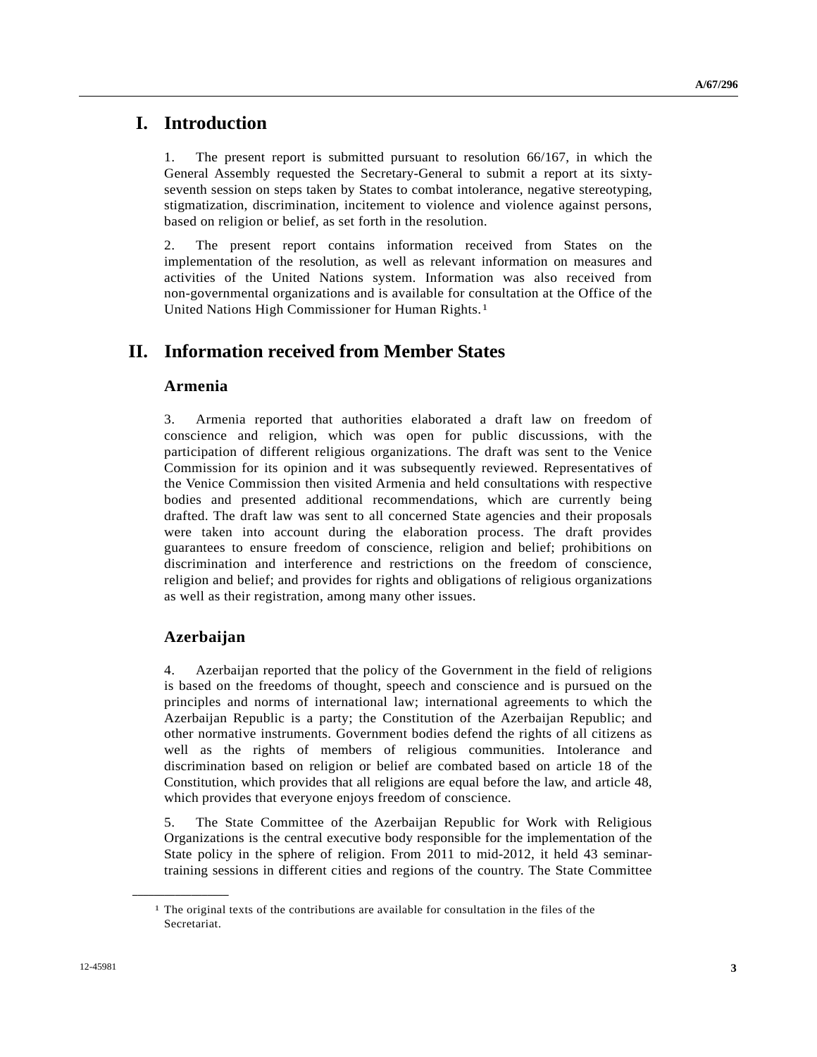# I. Introduction

1. The present report is submitted pursuant to resolution 66/167, in which the General Assembly requested the Secretary-General to submit a report at its sixty-seventh session on steps taken by States to combat intolerance, negative stereotyping, stigmatization, discrimination, incitement to violence and violence against persons, based on religion or belief, as set forth in the resolution.

2. The present report contains information received from States on the implementation of the resolution, as well as relevant information on measures and activities of the United Nations system. Information was also received from non-governmental organizations and is available for consultation at the Office of the United Nations High Commissioner for Human Rights.[1]

# II. Information received from Member States

## Armenia

3. Armenia reported that authorities elaborated a draft law on freedom of conscience and religion, which was open for public discussions, with the participation of different religious organizations. The draft was sent to the Venice Commission for its opinion and it was subsequently reviewed. Representatives of the Venice Commission then visited Armenia and held consultations with respective bodies and presented additional recommendations, which are currently being drafted. The draft law was sent to all concerned State agencies and their proposals were taken into account during the elaboration process. The draft provides guarantees to ensure freedom of conscience, religion and belief; prohibitions on discrimination and interference and restrictions on the freedom of conscience, religion and belief; and provides for rights and obligations of religious organizations as well as their registration, among many other issues.

## Azerbaijan

4. Azerbaijan reported that the policy of the Government in the field of religions is based on the freedoms of thought, speech and conscience and is pursued on the principles and norms of international law; international agreements to which the Azerbaijan Republic is a party; the Constitution of the Azerbaijan Republic; and other normative instruments. Government bodies defend the rights of all citizens as well as the rights of members of religious communities. Intolerance and discrimination based on religion or belief are combated based on article 18 of the Constitution, which provides that all religions are equal before the law, and article 48, which provides that everyone enjoys freedom of conscience.

5. The State Committee of the Azerbaijan Republic for Work with Religious Organizations is the central executive body responsible for the implementation of the State policy in the sphere of religion. From 2011 to mid-2012, it held 43 seminar-training sessions in different cities and regions of the country. The State Committee

[1] The original texts of the contributions are available for consultation in the files of the Secretariat.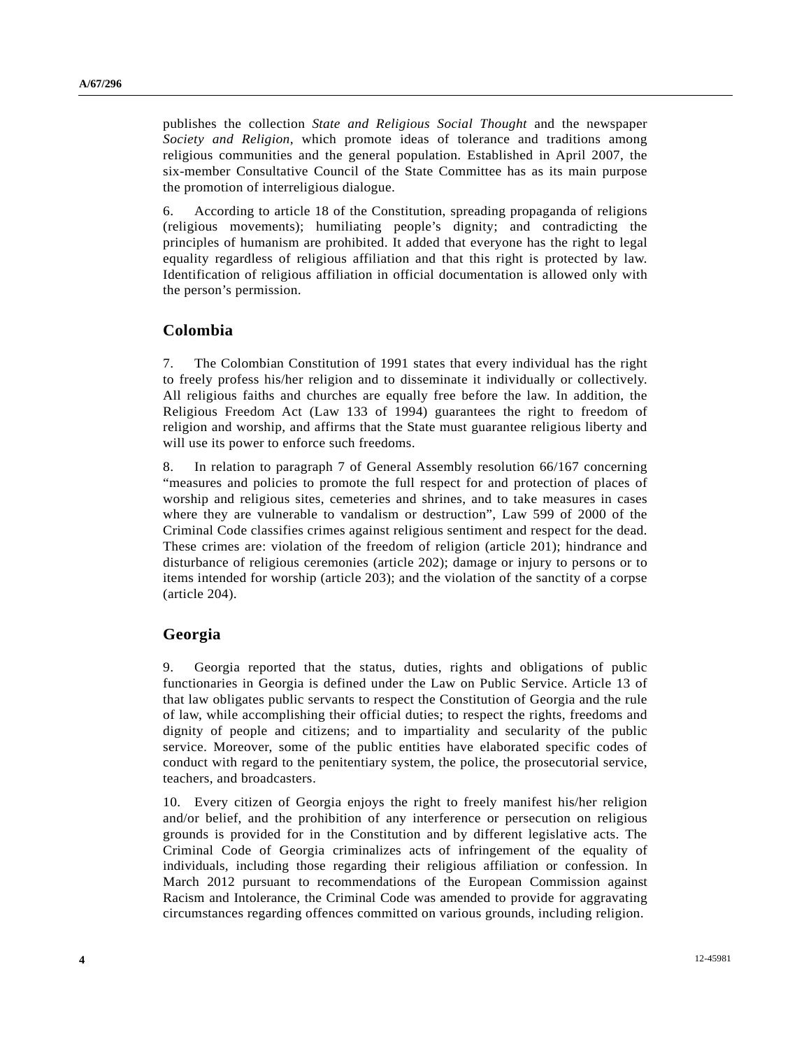publishes the collection *State and Religious Social Thought* and the newspaper *Society and Religion*, which promote ideas of tolerance and traditions among religious communities and the general population. Established in April 2007, the six-member Consultative Council of the State Committee has as its main purpose the promotion of interreligious dialogue.

6. According to article 18 of the Constitution, spreading propaganda of religions (religious movements); humiliating people's dignity; and contradicting the principles of humanism are prohibited. It added that everyone has the right to legal equality regardless of religious affiliation and that this right is protected by law. Identification of religious affiliation in official documentation is allowed only with the person's permission.

## Colombia

7. The Colombian Constitution of 1991 states that every individual has the right to freely profess his/her religion and to disseminate it individually or collectively. All religious faiths and churches are equally free before the law. In addition, the Religious Freedom Act (Law 133 of 1994) guarantees the right to freedom of religion and worship, and affirms that the State must guarantee religious liberty and will use its power to enforce such freedoms.

8. In relation to paragraph 7 of General Assembly resolution 66/167 concerning "measures and policies to promote the full respect for and protection of places of worship and religious sites, cemeteries and shrines, and to take measures in cases where they are vulnerable to vandalism or destruction", Law 599 of 2000 of the Criminal Code classifies crimes against religious sentiment and respect for the dead. These crimes are: violation of the freedom of religion (article 201); hindrance and disturbance of religious ceremonies (article 202); damage or injury to persons or to items intended for worship (article 203); and the violation of the sanctity of a corpse (article 204).

## Georgia

9. Georgia reported that the status, duties, rights and obligations of public functionaries in Georgia is defined under the Law on Public Service. Article 13 of that law obligates public servants to respect the Constitution of Georgia and the rule of law, while accomplishing their official duties; to respect the rights, freedoms and dignity of people and citizens; and to impartiality and secularity of the public service. Moreover, some of the public entities have elaborated specific codes of conduct with regard to the penitentiary system, the police, the prosecutorial service, teachers, and broadcasters.

10. Every citizen of Georgia enjoys the right to freely manifest his/her religion and/or belief, and the prohibition of any interference or persecution on religious grounds is provided for in the Constitution and by different legislative acts. The Criminal Code of Georgia criminalizes acts of infringement of the equality of individuals, including those regarding their religious affiliation or confession. In March 2012 pursuant to recommendations of the European Commission against Racism and Intolerance, the Criminal Code was amended to provide for aggravating circumstances regarding offences committed on various grounds, including religion.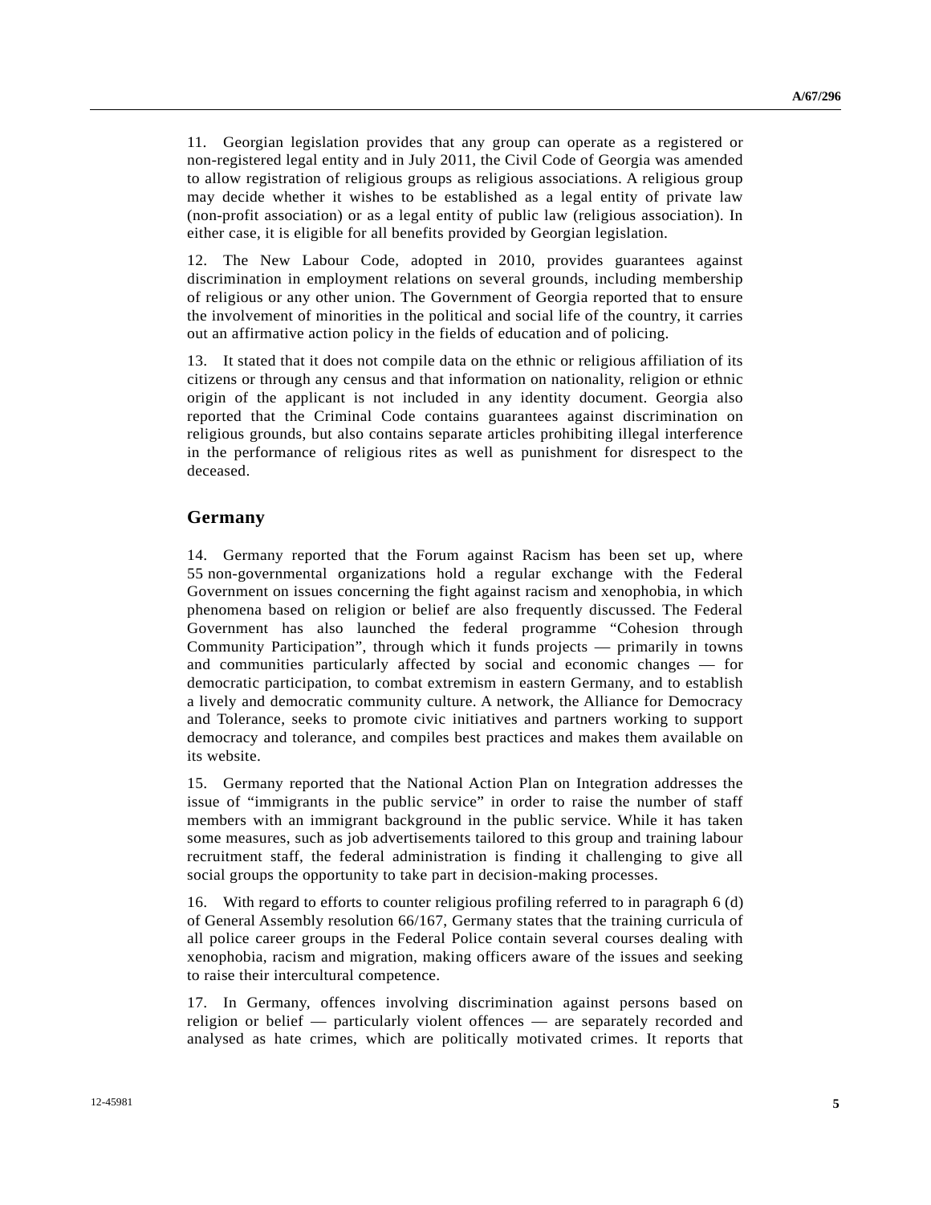11. Georgian legislation provides that any group can operate as a registered or non-registered legal entity and in July 2011, the Civil Code of Georgia was amended to allow registration of religious groups as religious associations. A religious group may decide whether it wishes to be established as a legal entity of private law (non-profit association) or as a legal entity of public law (religious association). In either case, it is eligible for all benefits provided by Georgian legislation.

12. The New Labour Code, adopted in 2010, provides guarantees against discrimination in employment relations on several grounds, including membership of religious or any other union. The Government of Georgia reported that to ensure the involvement of minorities in the political and social life of the country, it carries out an affirmative action policy in the fields of education and of policing.

13. It stated that it does not compile data on the ethnic or religious affiliation of its citizens or through any census and that information on nationality, religion or ethnic origin of the applicant is not included in any identity document. Georgia also reported that the Criminal Code contains guarantees against discrimination on religious grounds, but also contains separate articles prohibiting illegal interference in the performance of religious rites as well as punishment for disrespect to the deceased.

## Germany

14. Germany reported that the Forum against Racism has been set up, where 55 non-governmental organizations hold a regular exchange with the Federal Government on issues concerning the fight against racism and xenophobia, in which phenomena based on religion or belief are also frequently discussed. The Federal Government has also launched the federal programme "Cohesion through Community Participation", through which it funds projects — primarily in towns and communities particularly affected by social and economic changes — for democratic participation, to combat extremism in eastern Germany, and to establish a lively and democratic community culture. A network, the Alliance for Democracy and Tolerance, seeks to promote civic initiatives and partners working to support democracy and tolerance, and compiles best practices and makes them available on its website.

15. Germany reported that the National Action Plan on Integration addresses the issue of "immigrants in the public service" in order to raise the number of staff members with an immigrant background in the public service. While it has taken some measures, such as job advertisements tailored to this group and training labour recruitment staff, the federal administration is finding it challenging to give all social groups the opportunity to take part in decision-making processes.

16. With regard to efforts to counter religious profiling referred to in paragraph 6 (d) of General Assembly resolution 66/167, Germany states that the training curricula of all police career groups in the Federal Police contain several courses dealing with xenophobia, racism and migration, making officers aware of the issues and seeking to raise their intercultural competence.

17. In Germany, offences involving discrimination against persons based on religion or belief — particularly violent offences — are separately recorded and analysed as hate crimes, which are politically motivated crimes. It reports that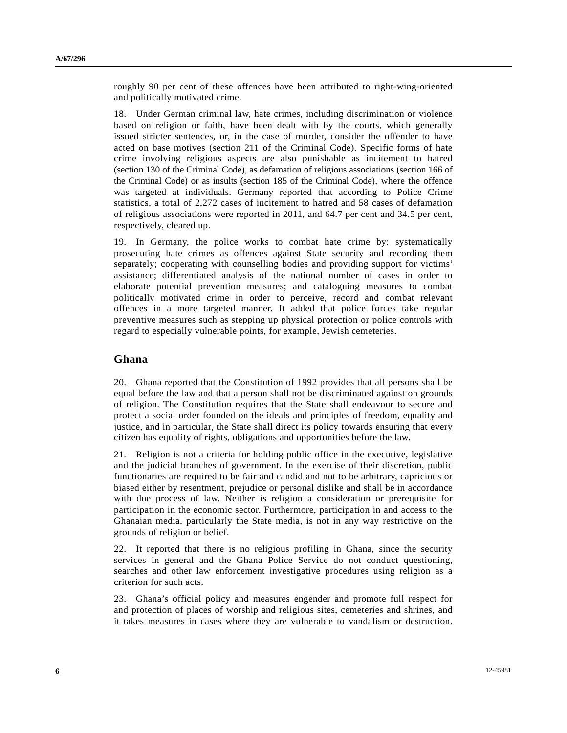roughly 90 per cent of these offences have been attributed to right-wing-oriented and politically motivated crime.

18. Under German criminal law, hate crimes, including discrimination or violence based on religion or faith, have been dealt with by the courts, which generally issued stricter sentences, or, in the case of murder, consider the offender to have acted on base motives (section 211 of the Criminal Code). Specific forms of hate crime involving religious aspects are also punishable as incitement to hatred (section 130 of the Criminal Code), as defamation of religious associations (section 166 of the Criminal Code) or as insults (section 185 of the Criminal Code), where the offence was targeted at individuals. Germany reported that according to Police Crime statistics, a total of 2,272 cases of incitement to hatred and 58 cases of defamation of religious associations were reported in 2011, and 64.7 per cent and 34.5 per cent, respectively, cleared up.

19. In Germany, the police works to combat hate crime by: systematically prosecuting hate crimes as offences against State security and recording them separately; cooperating with counselling bodies and providing support for victims' assistance; differentiated analysis of the national number of cases in order to elaborate potential prevention measures; and cataloguing measures to combat politically motivated crime in order to perceive, record and combat relevant offences in a more targeted manner. It added that police forces take regular preventive measures such as stepping up physical protection or police controls with regard to especially vulnerable points, for example, Jewish cemeteries.

## Ghana

20. Ghana reported that the Constitution of 1992 provides that all persons shall be equal before the law and that a person shall not be discriminated against on grounds of religion. The Constitution requires that the State shall endeavour to secure and protect a social order founded on the ideals and principles of freedom, equality and justice, and in particular, the State shall direct its policy towards ensuring that every citizen has equality of rights, obligations and opportunities before the law.

21. Religion is not a criteria for holding public office in the executive, legislative and the judicial branches of government. In the exercise of their discretion, public functionaries are required to be fair and candid and not to be arbitrary, capricious or biased either by resentment, prejudice or personal dislike and shall be in accordance with due process of law. Neither is religion a consideration or prerequisite for participation in the economic sector. Furthermore, participation in and access to the Ghanaian media, particularly the State media, is not in any way restrictive on the grounds of religion or belief.

22. It reported that there is no religious profiling in Ghana, since the security services in general and the Ghana Police Service do not conduct questioning, searches and other law enforcement investigative procedures using religion as a criterion for such acts.

23. Ghana's official policy and measures engender and promote full respect for and protection of places of worship and religious sites, cemeteries and shrines, and it takes measures in cases where they are vulnerable to vandalism or destruction.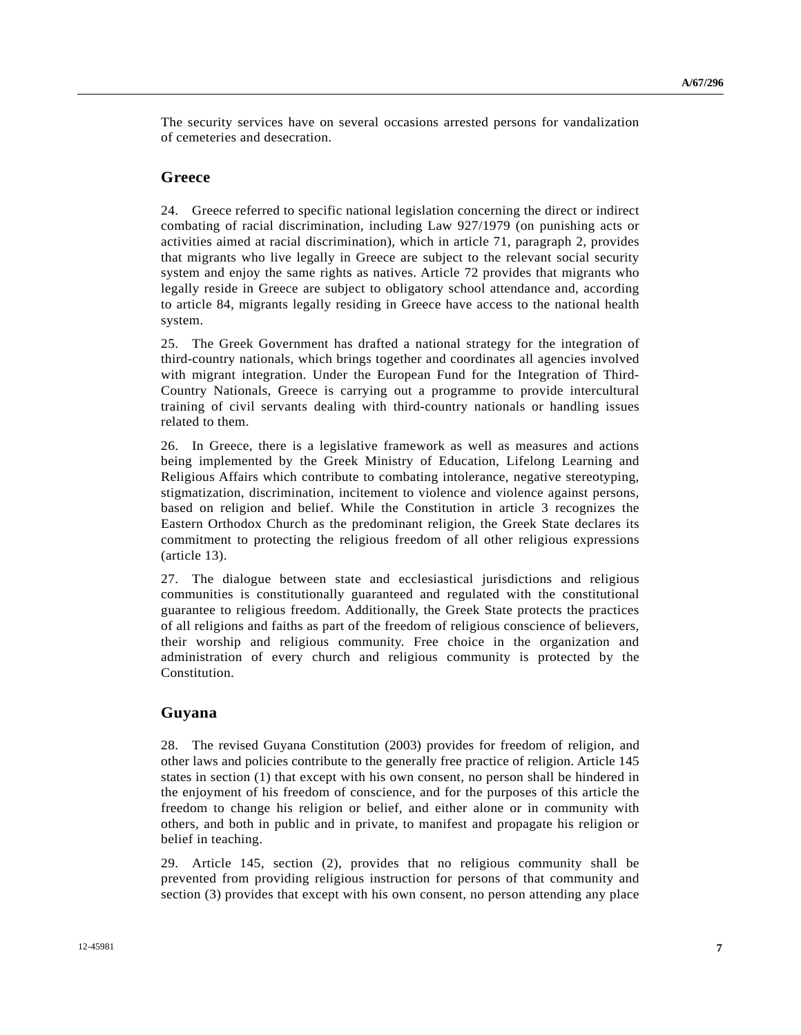The security services have on several occasions arrested persons for vandalization of cemeteries and desecration.

## Greece

24. Greece referred to specific national legislation concerning the direct or indirect combating of racial discrimination, including Law 927/1979 (on punishing acts or activities aimed at racial discrimination), which in article 71, paragraph 2, provides that migrants who live legally in Greece are subject to the relevant social security system and enjoy the same rights as natives. Article 72 provides that migrants who legally reside in Greece are subject to obligatory school attendance and, according to article 84, migrants legally residing in Greece have access to the national health system.

25. The Greek Government has drafted a national strategy for the integration of third-country nationals, which brings together and coordinates all agencies involved with migrant integration. Under the European Fund for the Integration of Third-Country Nationals, Greece is carrying out a programme to provide intercultural training of civil servants dealing with third-country nationals or handling issues related to them.

26. In Greece, there is a legislative framework as well as measures and actions being implemented by the Greek Ministry of Education, Lifelong Learning and Religious Affairs which contribute to combating intolerance, negative stereotyping, stigmatization, discrimination, incitement to violence and violence against persons, based on religion and belief. While the Constitution in article 3 recognizes the Eastern Orthodox Church as the predominant religion, the Greek State declares its commitment to protecting the religious freedom of all other religious expressions (article 13).

27. The dialogue between state and ecclesiastical jurisdictions and religious communities is constitutionally guaranteed and regulated with the constitutional guarantee to religious freedom. Additionally, the Greek State protects the practices of all religions and faiths as part of the freedom of religious conscience of believers, their worship and religious community. Free choice in the organization and administration of every church and religious community is protected by the Constitution.

## Guyana

28. The revised Guyana Constitution (2003) provides for freedom of religion, and other laws and policies contribute to the generally free practice of religion. Article 145 states in section (1) that except with his own consent, no person shall be hindered in the enjoyment of his freedom of conscience, and for the purposes of this article the freedom to change his religion or belief, and either alone or in community with others, and both in public and in private, to manifest and propagate his religion or belief in teaching.

29. Article 145, section (2), provides that no religious community shall be prevented from providing religious instruction for persons of that community and section (3) provides that except with his own consent, no person attending any place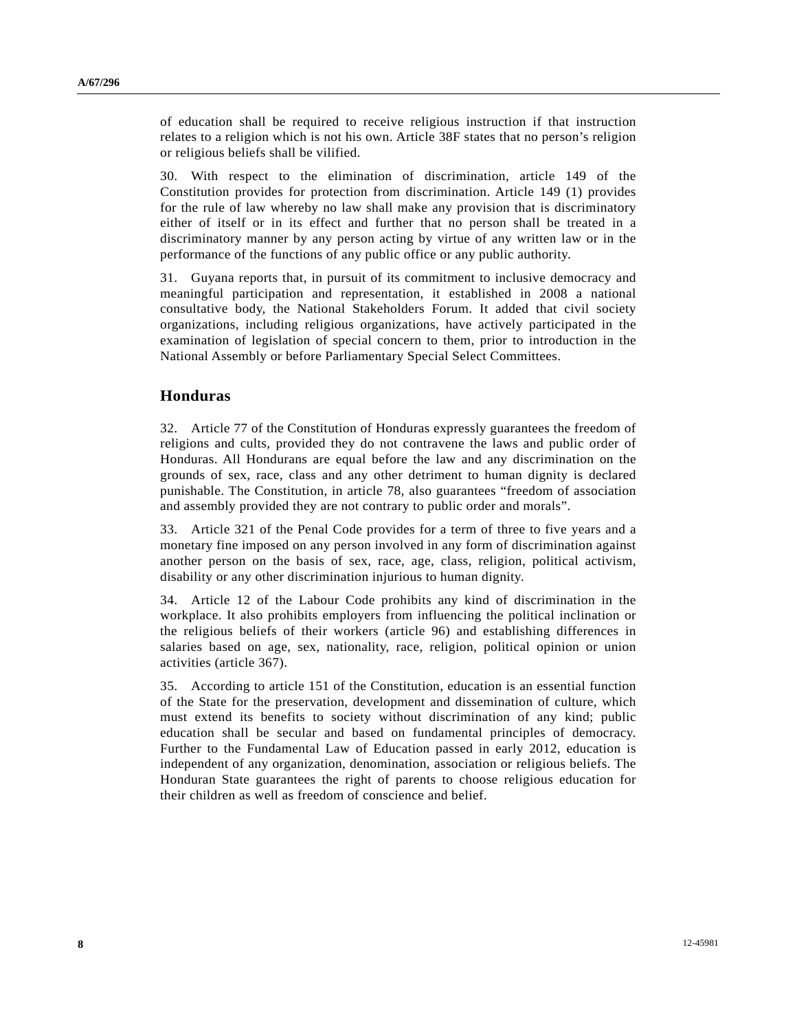of education shall be required to receive religious instruction if that instruction relates to a religion which is not his own. Article 38F states that no person's religion or religious beliefs shall be vilified.

30. With respect to the elimination of discrimination, article 149 of the Constitution provides for protection from discrimination. Article 149 (1) provides for the rule of law whereby no law shall make any provision that is discriminatory either of itself or in its effect and further that no person shall be treated in a discriminatory manner by any person acting by virtue of any written law or in the performance of the functions of any public office or any public authority.

31. Guyana reports that, in pursuit of its commitment to inclusive democracy and meaningful participation and representation, it established in 2008 a national consultative body, the National Stakeholders Forum. It added that civil society organizations, including religious organizations, have actively participated in the examination of legislation of special concern to them, prior to introduction in the National Assembly or before Parliamentary Special Select Committees.

## Honduras

32. Article 77 of the Constitution of Honduras expressly guarantees the freedom of religions and cults, provided they do not contravene the laws and public order of Honduras. All Hondurans are equal before the law and any discrimination on the grounds of sex, race, class and any other detriment to human dignity is declared punishable. The Constitution, in article 78, also guarantees "freedom of association and assembly provided they are not contrary to public order and morals".

33. Article 321 of the Penal Code provides for a term of three to five years and a monetary fine imposed on any person involved in any form of discrimination against another person on the basis of sex, race, age, class, religion, political activism, disability or any other discrimination injurious to human dignity.

34. Article 12 of the Labour Code prohibits any kind of discrimination in the workplace. It also prohibits employers from influencing the political inclination or the religious beliefs of their workers (article 96) and establishing differences in salaries based on age, sex, nationality, race, religion, political opinion or union activities (article 367).

35. According to article 151 of the Constitution, education is an essential function of the State for the preservation, development and dissemination of culture, which must extend its benefits to society without discrimination of any kind; public education shall be secular and based on fundamental principles of democracy. Further to the Fundamental Law of Education passed in early 2012, education is independent of any organization, denomination, association or religious beliefs. The Honduran State guarantees the right of parents to choose religious education for their children as well as freedom of conscience and belief.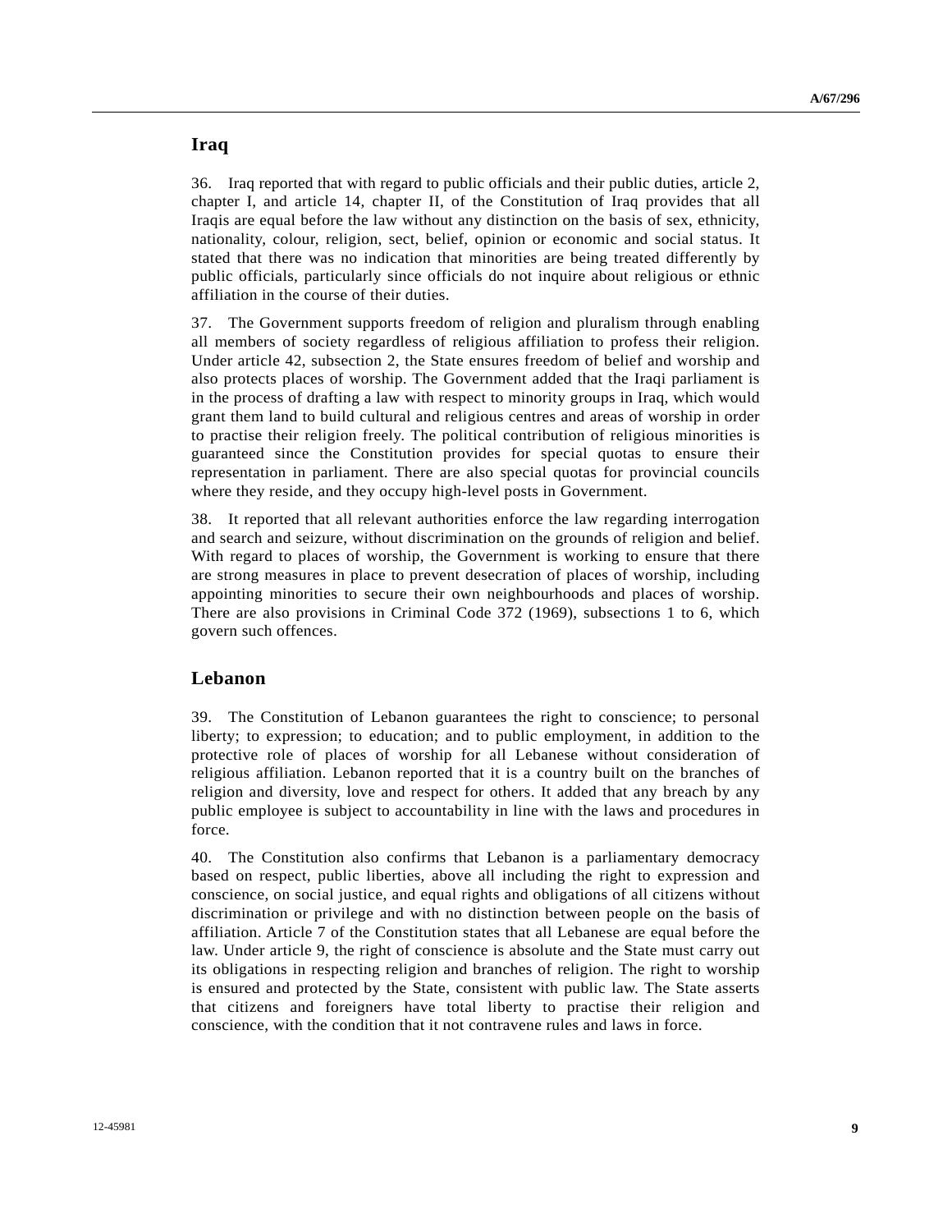## Iraq

36. Iraq reported that with regard to public officials and their public duties, article 2, chapter I, and article 14, chapter II, of the Constitution of Iraq provides that all Iraqis are equal before the law without any distinction on the basis of sex, ethnicity, nationality, colour, religion, sect, belief, opinion or economic and social status. It stated that there was no indication that minorities are being treated differently by public officials, particularly since officials do not inquire about religious or ethnic affiliation in the course of their duties.

37. The Government supports freedom of religion and pluralism through enabling all members of society regardless of religious affiliation to profess their religion. Under article 42, subsection 2, the State ensures freedom of belief and worship and also protects places of worship. The Government added that the Iraqi parliament is in the process of drafting a law with respect to minority groups in Iraq, which would grant them land to build cultural and religious centres and areas of worship in order to practise their religion freely. The political contribution of religious minorities is guaranteed since the Constitution provides for special quotas to ensure their representation in parliament. There are also special quotas for provincial councils where they reside, and they occupy high-level posts in Government.

38. It reported that all relevant authorities enforce the law regarding interrogation and search and seizure, without discrimination on the grounds of religion and belief. With regard to places of worship, the Government is working to ensure that there are strong measures in place to prevent desecration of places of worship, including appointing minorities to secure their own neighbourhoods and places of worship. There are also provisions in Criminal Code 372 (1969), subsections 1 to 6, which govern such offences.

## Lebanon

39. The Constitution of Lebanon guarantees the right to conscience; to personal liberty; to expression; to education; and to public employment, in addition to the protective role of places of worship for all Lebanese without consideration of religious affiliation. Lebanon reported that it is a country built on the branches of religion and diversity, love and respect for others. It added that any breach by any public employee is subject to accountability in line with the laws and procedures in force.

40. The Constitution also confirms that Lebanon is a parliamentary democracy based on respect, public liberties, above all including the right to expression and conscience, on social justice, and equal rights and obligations of all citizens without discrimination or privilege and with no distinction between people on the basis of affiliation. Article 7 of the Constitution states that all Lebanese are equal before the law. Under article 9, the right of conscience is absolute and the State must carry out its obligations in respecting religion and branches of religion. The right to worship is ensured and protected by the State, consistent with public law. The State asserts that citizens and foreigners have total liberty to practise their religion and conscience, with the condition that it not contravene rules and laws in force.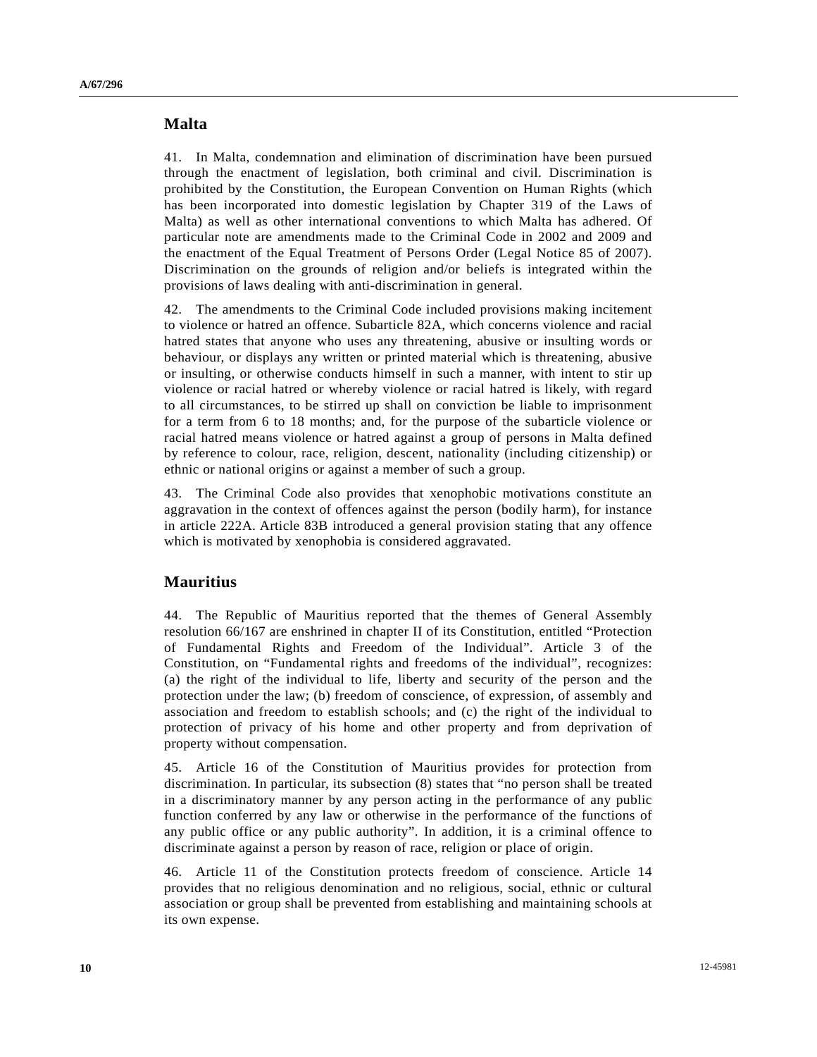## Malta

41. In Malta, condemnation and elimination of discrimination have been pursued through the enactment of legislation, both criminal and civil. Discrimination is prohibited by the Constitution, the European Convention on Human Rights (which has been incorporated into domestic legislation by Chapter 319 of the Laws of Malta) as well as other international conventions to which Malta has adhered. Of particular note are amendments made to the Criminal Code in 2002 and 2009 and the enactment of the Equal Treatment of Persons Order (Legal Notice 85 of 2007). Discrimination on the grounds of religion and/or beliefs is integrated within the provisions of laws dealing with anti-discrimination in general.

42. The amendments to the Criminal Code included provisions making incitement to violence or hatred an offence. Subarticle 82A, which concerns violence and racial hatred states that anyone who uses any threatening, abusive or insulting words or behaviour, or displays any written or printed material which is threatening, abusive or insulting, or otherwise conducts himself in such a manner, with intent to stir up violence or racial hatred or whereby violence or racial hatred is likely, with regard to all circumstances, to be stirred up shall on conviction be liable to imprisonment for a term from 6 to 18 months; and, for the purpose of the subarticle violence or racial hatred means violence or hatred against a group of persons in Malta defined by reference to colour, race, religion, descent, nationality (including citizenship) or ethnic or national origins or against a member of such a group.

43. The Criminal Code also provides that xenophobic motivations constitute an aggravation in the context of offences against the person (bodily harm), for instance in article 222A. Article 83B introduced a general provision stating that any offence which is motivated by xenophobia is considered aggravated.

## Mauritius

44. The Republic of Mauritius reported that the themes of General Assembly resolution 66/167 are enshrined in chapter II of its Constitution, entitled "Protection of Fundamental Rights and Freedom of the Individual". Article 3 of the Constitution, on "Fundamental rights and freedoms of the individual", recognizes: (a) the right of the individual to life, liberty and security of the person and the protection under the law; (b) freedom of conscience, of expression, of assembly and association and freedom to establish schools; and (c) the right of the individual to protection of privacy of his home and other property and from deprivation of property without compensation.

45. Article 16 of the Constitution of Mauritius provides for protection from discrimination. In particular, its subsection (8) states that "no person shall be treated in a discriminatory manner by any person acting in the performance of any public function conferred by any law or otherwise in the performance of the functions of any public office or any public authority". In addition, it is a criminal offence to discriminate against a person by reason of race, religion or place of origin.

46. Article 11 of the Constitution protects freedom of conscience. Article 14 provides that no religious denomination and no religious, social, ethnic or cultural association or group shall be prevented from establishing and maintaining schools at its own expense.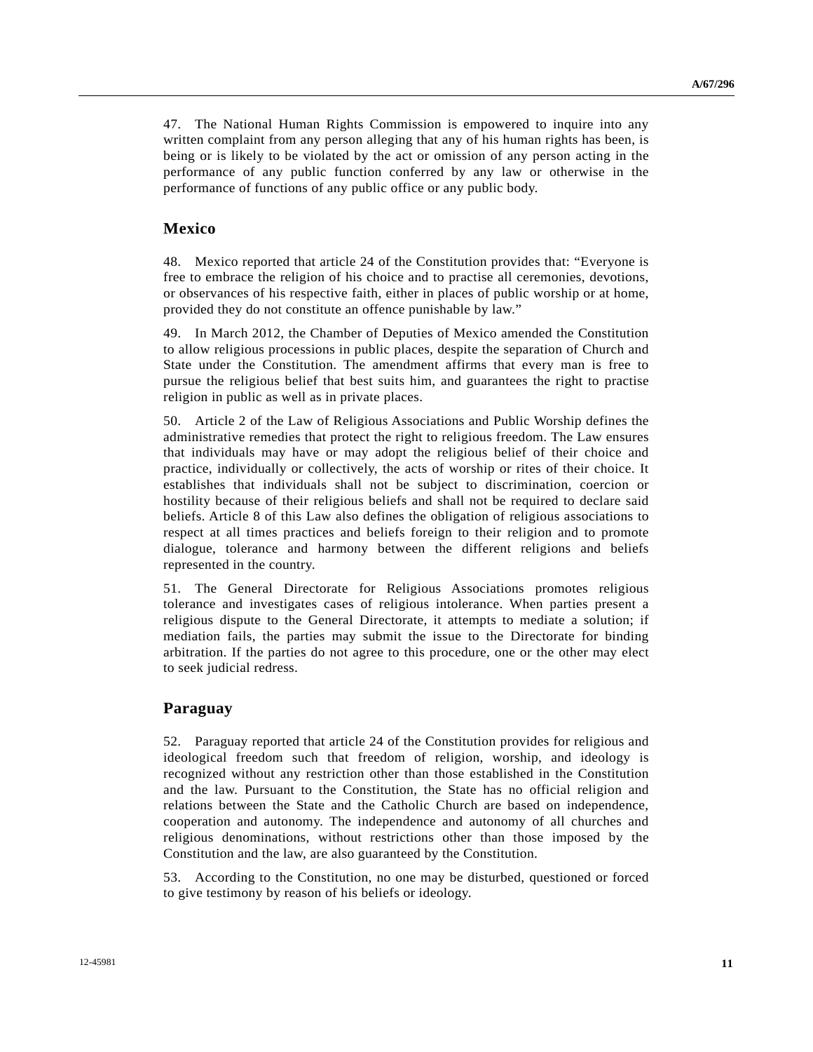47. The National Human Rights Commission is empowered to inquire into any written complaint from any person alleging that any of his human rights has been, is being or is likely to be violated by the act or omission of any person acting in the performance of any public function conferred by any law or otherwise in the performance of functions of any public office or any public body.

## Mexico

48. Mexico reported that article 24 of the Constitution provides that: "Everyone is free to embrace the religion of his choice and to practise all ceremonies, devotions, or observances of his respective faith, either in places of public worship or at home, provided they do not constitute an offence punishable by law."

49. In March 2012, the Chamber of Deputies of Mexico amended the Constitution to allow religious processions in public places, despite the separation of Church and State under the Constitution. The amendment affirms that every man is free to pursue the religious belief that best suits him, and guarantees the right to practise religion in public as well as in private places.

50. Article 2 of the Law of Religious Associations and Public Worship defines the administrative remedies that protect the right to religious freedom. The Law ensures that individuals may have or may adopt the religious belief of their choice and practice, individually or collectively, the acts of worship or rites of their choice. It establishes that individuals shall not be subject to discrimination, coercion or hostility because of their religious beliefs and shall not be required to declare said beliefs. Article 8 of this Law also defines the obligation of religious associations to respect at all times practices and beliefs foreign to their religion and to promote dialogue, tolerance and harmony between the different religions and beliefs represented in the country.

51. The General Directorate for Religious Associations promotes religious tolerance and investigates cases of religious intolerance. When parties present a religious dispute to the General Directorate, it attempts to mediate a solution; if mediation fails, the parties may submit the issue to the Directorate for binding arbitration. If the parties do not agree to this procedure, one or the other may elect to seek judicial redress.

## Paraguay

52. Paraguay reported that article 24 of the Constitution provides for religious and ideological freedom such that freedom of religion, worship, and ideology is recognized without any restriction other than those established in the Constitution and the law. Pursuant to the Constitution, the State has no official religion and relations between the State and the Catholic Church are based on independence, cooperation and autonomy. The independence and autonomy of all churches and religious denominations, without restrictions other than those imposed by the Constitution and the law, are also guaranteed by the Constitution.

53. According to the Constitution, no one may be disturbed, questioned or forced to give testimony by reason of his beliefs or ideology.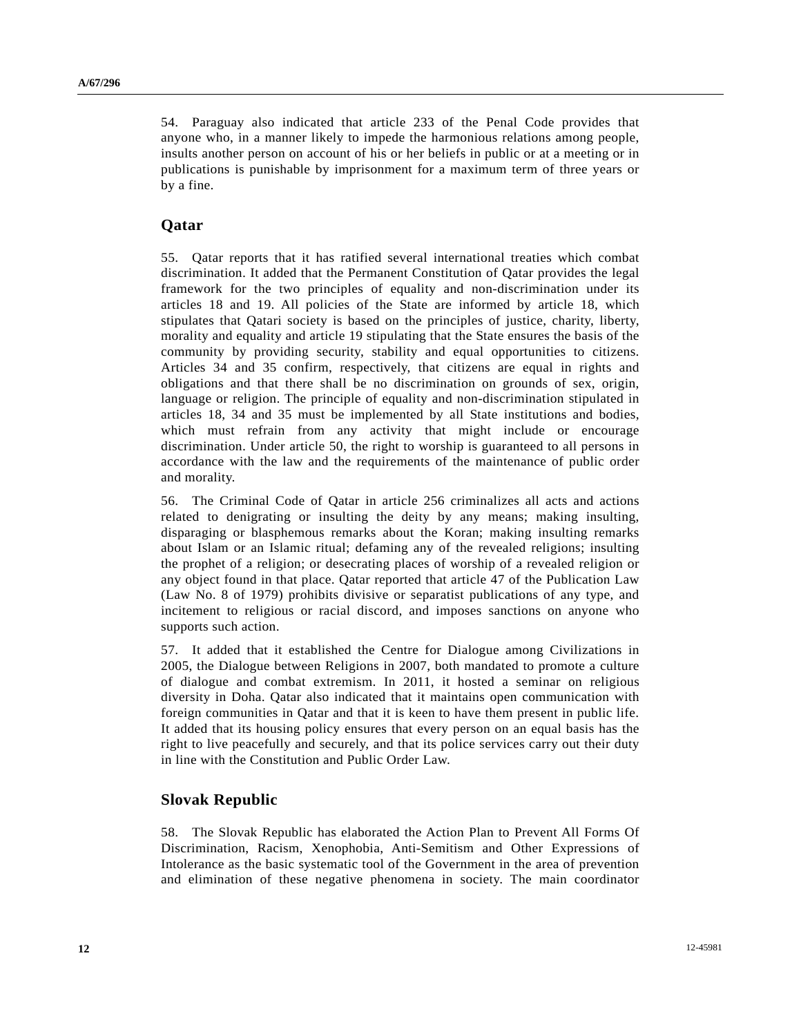54. Paraguay also indicated that article 233 of the Penal Code provides that anyone who, in a manner likely to impede the harmonious relations among people, insults another person on account of his or her beliefs in public or at a meeting or in publications is punishable by imprisonment for a maximum term of three years or by a fine.

## Qatar

55. Qatar reports that it has ratified several international treaties which combat discrimination. It added that the Permanent Constitution of Qatar provides the legal framework for the two principles of equality and non-discrimination under its articles 18 and 19. All policies of the State are informed by article 18, which stipulates that Qatari society is based on the principles of justice, charity, liberty, morality and equality and article 19 stipulating that the State ensures the basis of the community by providing security, stability and equal opportunities to citizens. Articles 34 and 35 confirm, respectively, that citizens are equal in rights and obligations and that there shall be no discrimination on grounds of sex, origin, language or religion. The principle of equality and non-discrimination stipulated in articles 18, 34 and 35 must be implemented by all State institutions and bodies, which must refrain from any activity that might include or encourage discrimination. Under article 50, the right to worship is guaranteed to all persons in accordance with the law and the requirements of the maintenance of public order and morality.

56. The Criminal Code of Qatar in article 256 criminalizes all acts and actions related to denigrating or insulting the deity by any means; making insulting, disparaging or blasphemous remarks about the Koran; making insulting remarks about Islam or an Islamic ritual; defaming any of the revealed religions; insulting the prophet of a religion; or desecrating places of worship of a revealed religion or any object found in that place. Qatar reported that article 47 of the Publication Law (Law No. 8 of 1979) prohibits divisive or separatist publications of any type, and incitement to religious or racial discord, and imposes sanctions on anyone who supports such action.

57. It added that it established the Centre for Dialogue among Civilizations in 2005, the Dialogue between Religions in 2007, both mandated to promote a culture of dialogue and combat extremism. In 2011, it hosted a seminar on religious diversity in Doha. Qatar also indicated that it maintains open communication with foreign communities in Qatar and that it is keen to have them present in public life. It added that its housing policy ensures that every person on an equal basis has the right to live peacefully and securely, and that its police services carry out their duty in line with the Constitution and Public Order Law.

## Slovak Republic

58. The Slovak Republic has elaborated the Action Plan to Prevent All Forms Of Discrimination, Racism, Xenophobia, Anti-Semitism and Other Expressions of Intolerance as the basic systematic tool of the Government in the area of prevention and elimination of these negative phenomena in society. The main coordinator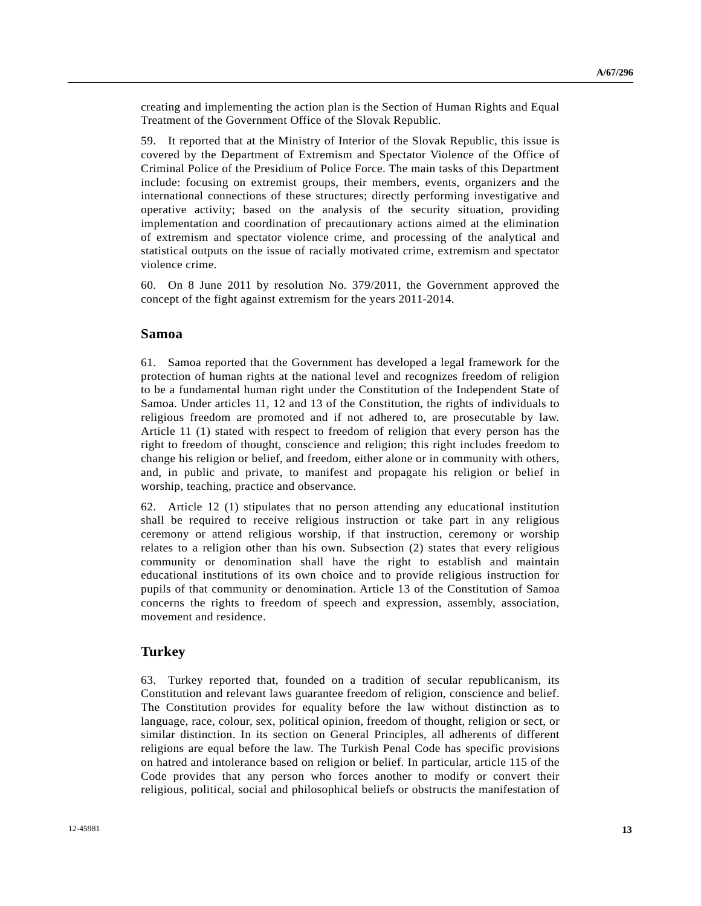creating and implementing the action plan is the Section of Human Rights and Equal Treatment of the Government Office of the Slovak Republic.

59. It reported that at the Ministry of Interior of the Slovak Republic, this issue is covered by the Department of Extremism and Spectator Violence of the Office of Criminal Police of the Presidium of Police Force. The main tasks of this Department include: focusing on extremist groups, their members, events, organizers and the international connections of these structures; directly performing investigative and operative activity; based on the analysis of the security situation, providing implementation and coordination of precautionary actions aimed at the elimination of extremism and spectator violence crime, and processing of the analytical and statistical outputs on the issue of racially motivated crime, extremism and spectator violence crime.

60. On 8 June 2011 by resolution No. 379/2011, the Government approved the concept of the fight against extremism for the years 2011-2014.

## Samoa

61. Samoa reported that the Government has developed a legal framework for the protection of human rights at the national level and recognizes freedom of religion to be a fundamental human right under the Constitution of the Independent State of Samoa. Under articles 11, 12 and 13 of the Constitution, the rights of individuals to religious freedom are promoted and if not adhered to, are prosecutable by law. Article 11 (1) stated with respect to freedom of religion that every person has the right to freedom of thought, conscience and religion; this right includes freedom to change his religion or belief, and freedom, either alone or in community with others, and, in public and private, to manifest and propagate his religion or belief in worship, teaching, practice and observance.

62. Article 12 (1) stipulates that no person attending any educational institution shall be required to receive religious instruction or take part in any religious ceremony or attend religious worship, if that instruction, ceremony or worship relates to a religion other than his own. Subsection (2) states that every religious community or denomination shall have the right to establish and maintain educational institutions of its own choice and to provide religious instruction for pupils of that community or denomination. Article 13 of the Constitution of Samoa concerns the rights to freedom of speech and expression, assembly, association, movement and residence.

## Turkey

63. Turkey reported that, founded on a tradition of secular republicanism, its Constitution and relevant laws guarantee freedom of religion, conscience and belief. The Constitution provides for equality before the law without distinction as to language, race, colour, sex, political opinion, freedom of thought, religion or sect, or similar distinction. In its section on General Principles, all adherents of different religions are equal before the law. The Turkish Penal Code has specific provisions on hatred and intolerance based on religion or belief. In particular, article 115 of the Code provides that any person who forces another to modify or convert their religious, political, social and philosophical beliefs or obstructs the manifestation of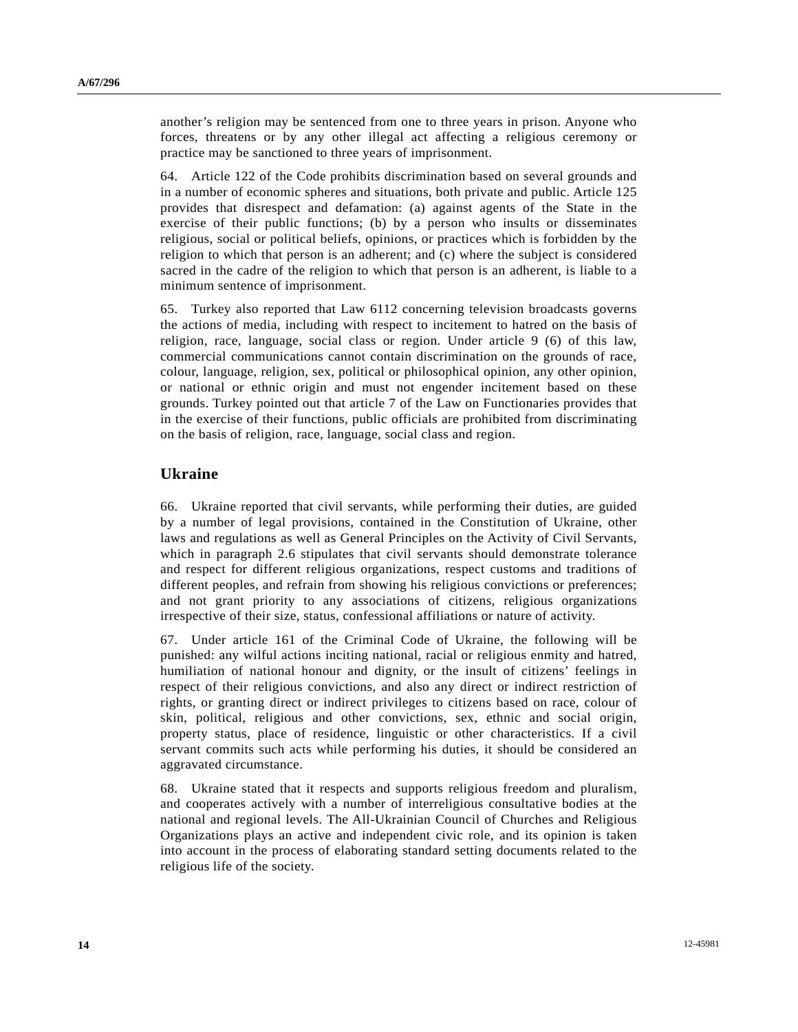another's religion may be sentenced from one to three years in prison. Anyone who forces, threatens or by any other illegal act affecting a religious ceremony or practice may be sanctioned to three years of imprisonment.

64. Article 122 of the Code prohibits discrimination based on several grounds and in a number of economic spheres and situations, both private and public. Article 125 provides that disrespect and defamation: (a) against agents of the State in the exercise of their public functions; (b) by a person who insults or disseminates religious, social or political beliefs, opinions, or practices which is forbidden by the religion to which that person is an adherent; and (c) where the subject is considered sacred in the cadre of the religion to which that person is an adherent, is liable to a minimum sentence of imprisonment.

65. Turkey also reported that Law 6112 concerning television broadcasts governs the actions of media, including with respect to incitement to hatred on the basis of religion, race, language, social class or region. Under article 9 (6) of this law, commercial communications cannot contain discrimination on the grounds of race, colour, language, religion, sex, political or philosophical opinion, any other opinion, or national or ethnic origin and must not engender incitement based on these grounds. Turkey pointed out that article 7 of the Law on Functionaries provides that in the exercise of their functions, public officials are prohibited from discriminating on the basis of religion, race, language, social class and region.

## Ukraine

66. Ukraine reported that civil servants, while performing their duties, are guided by a number of legal provisions, contained in the Constitution of Ukraine, other laws and regulations as well as General Principles on the Activity of Civil Servants, which in paragraph 2.6 stipulates that civil servants should demonstrate tolerance and respect for different religious organizations, respect customs and traditions of different peoples, and refrain from showing his religious convictions or preferences; and not grant priority to any associations of citizens, religious organizations irrespective of their size, status, confessional affiliations or nature of activity.

67. Under article 161 of the Criminal Code of Ukraine, the following will be punished: any wilful actions inciting national, racial or religious enmity and hatred, humiliation of national honour and dignity, or the insult of citizens' feelings in respect of their religious convictions, and also any direct or indirect restriction of rights, or granting direct or indirect privileges to citizens based on race, colour of skin, political, religious and other convictions, sex, ethnic and social origin, property status, place of residence, linguistic or other characteristics. If a civil servant commits such acts while performing his duties, it should be considered an aggravated circumstance.

68. Ukraine stated that it respects and supports religious freedom and pluralism, and cooperates actively with a number of interreligious consultative bodies at the national and regional levels. The All-Ukrainian Council of Churches and Religious Organizations plays an active and independent civic role, and its opinion is taken into account in the process of elaborating standard setting documents related to the religious life of the society.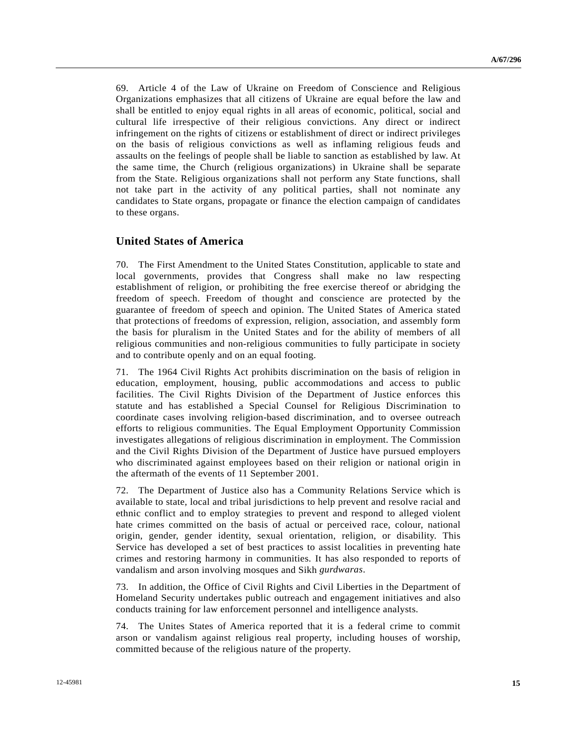69. Article 4 of the Law of Ukraine on Freedom of Conscience and Religious Organizations emphasizes that all citizens of Ukraine are equal before the law and shall be entitled to enjoy equal rights in all areas of economic, political, social and cultural life irrespective of their religious convictions. Any direct or indirect infringement on the rights of citizens or establishment of direct or indirect privileges on the basis of religious convictions as well as inflaming religious feuds and assaults on the feelings of people shall be liable to sanction as established by law. At the same time, the Church (religious organizations) in Ukraine shall be separate from the State. Religious organizations shall not perform any State functions, shall not take part in the activity of any political parties, shall not nominate any candidates to State organs, propagate or finance the election campaign of candidates to these organs.

## United States of America

70. The First Amendment to the United States Constitution, applicable to state and local governments, provides that Congress shall make no law respecting establishment of religion, or prohibiting the free exercise thereof or abridging the freedom of speech. Freedom of thought and conscience are protected by the guarantee of freedom of speech and opinion. The United States of America stated that protections of freedoms of expression, religion, association, and assembly form the basis for pluralism in the United States and for the ability of members of all religious communities and non-religious communities to fully participate in society and to contribute openly and on an equal footing.

71. The 1964 Civil Rights Act prohibits discrimination on the basis of religion in education, employment, housing, public accommodations and access to public facilities. The Civil Rights Division of the Department of Justice enforces this statute and has established a Special Counsel for Religious Discrimination to coordinate cases involving religion-based discrimination, and to oversee outreach efforts to religious communities. The Equal Employment Opportunity Commission investigates allegations of religious discrimination in employment. The Commission and the Civil Rights Division of the Department of Justice have pursued employers who discriminated against employees based on their religion or national origin in the aftermath of the events of 11 September 2001.

72. The Department of Justice also has a Community Relations Service which is available to state, local and tribal jurisdictions to help prevent and resolve racial and ethnic conflict and to employ strategies to prevent and respond to alleged violent hate crimes committed on the basis of actual or perceived race, colour, national origin, gender, gender identity, sexual orientation, religion, or disability. This Service has developed a set of best practices to assist localities in preventing hate crimes and restoring harmony in communities. It has also responded to reports of vandalism and arson involving mosques and Sikh *gurdwaras*.

73. In addition, the Office of Civil Rights and Civil Liberties in the Department of Homeland Security undertakes public outreach and engagement initiatives and also conducts training for law enforcement personnel and intelligence analysts.

74. The Unites States of America reported that it is a federal crime to commit arson or vandalism against religious real property, including houses of worship, committed because of the religious nature of the property.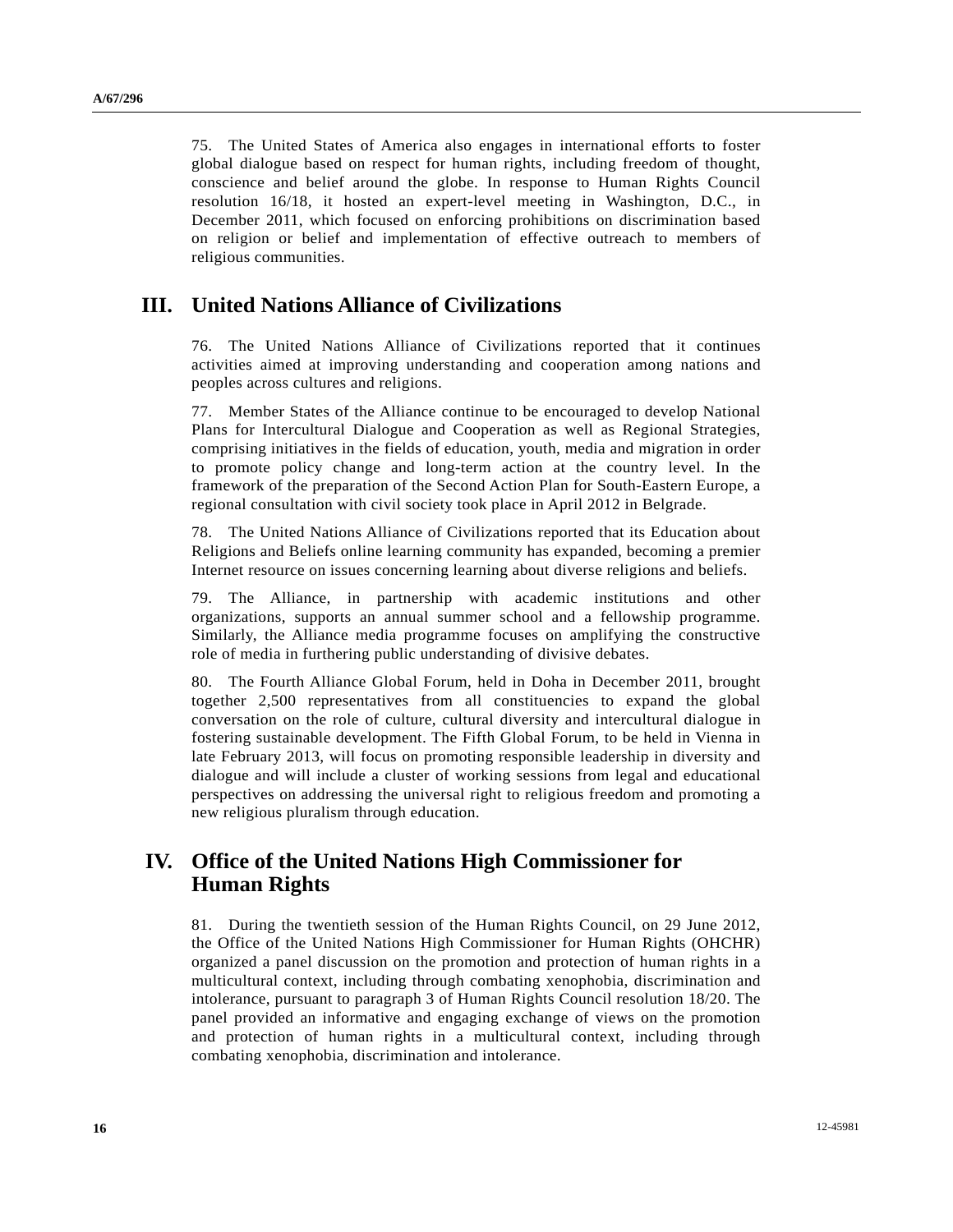75. The United States of America also engages in international efforts to foster global dialogue based on respect for human rights, including freedom of thought, conscience and belief around the globe. In response to Human Rights Council resolution 16/18, it hosted an expert-level meeting in Washington, D.C., in December 2011, which focused on enforcing prohibitions on discrimination based on religion or belief and implementation of effective outreach to members of religious communities.

# III. United Nations Alliance of Civilizations

76. The United Nations Alliance of Civilizations reported that it continues activities aimed at improving understanding and cooperation among nations and peoples across cultures and religions.

77. Member States of the Alliance continue to be encouraged to develop National Plans for Intercultural Dialogue and Cooperation as well as Regional Strategies, comprising initiatives in the fields of education, youth, media and migration in order to promote policy change and long-term action at the country level. In the framework of the preparation of the Second Action Plan for South-Eastern Europe, a regional consultation with civil society took place in April 2012 in Belgrade.

78. The United Nations Alliance of Civilizations reported that its Education about Religions and Beliefs online learning community has expanded, becoming a premier Internet resource on issues concerning learning about diverse religions and beliefs.

79. The Alliance, in partnership with academic institutions and other organizations, supports an annual summer school and a fellowship programme. Similarly, the Alliance media programme focuses on amplifying the constructive role of media in furthering public understanding of divisive debates.

80. The Fourth Alliance Global Forum, held in Doha in December 2011, brought together 2,500 representatives from all constituencies to expand the global conversation on the role of culture, cultural diversity and intercultural dialogue in fostering sustainable development. The Fifth Global Forum, to be held in Vienna in late February 2013, will focus on promoting responsible leadership in diversity and dialogue and will include a cluster of working sessions from legal and educational perspectives on addressing the universal right to religious freedom and promoting a new religious pluralism through education.

# IV. Office of the United Nations High Commissioner for Human Rights

81. During the twentieth session of the Human Rights Council, on 29 June 2012, the Office of the United Nations High Commissioner for Human Rights (OHCHR) organized a panel discussion on the promotion and protection of human rights in a multicultural context, including through combating xenophobia, discrimination and intolerance, pursuant to paragraph 3 of Human Rights Council resolution 18/20. The panel provided an informative and engaging exchange of views on the promotion and protection of human rights in a multicultural context, including through combating xenophobia, discrimination and intolerance.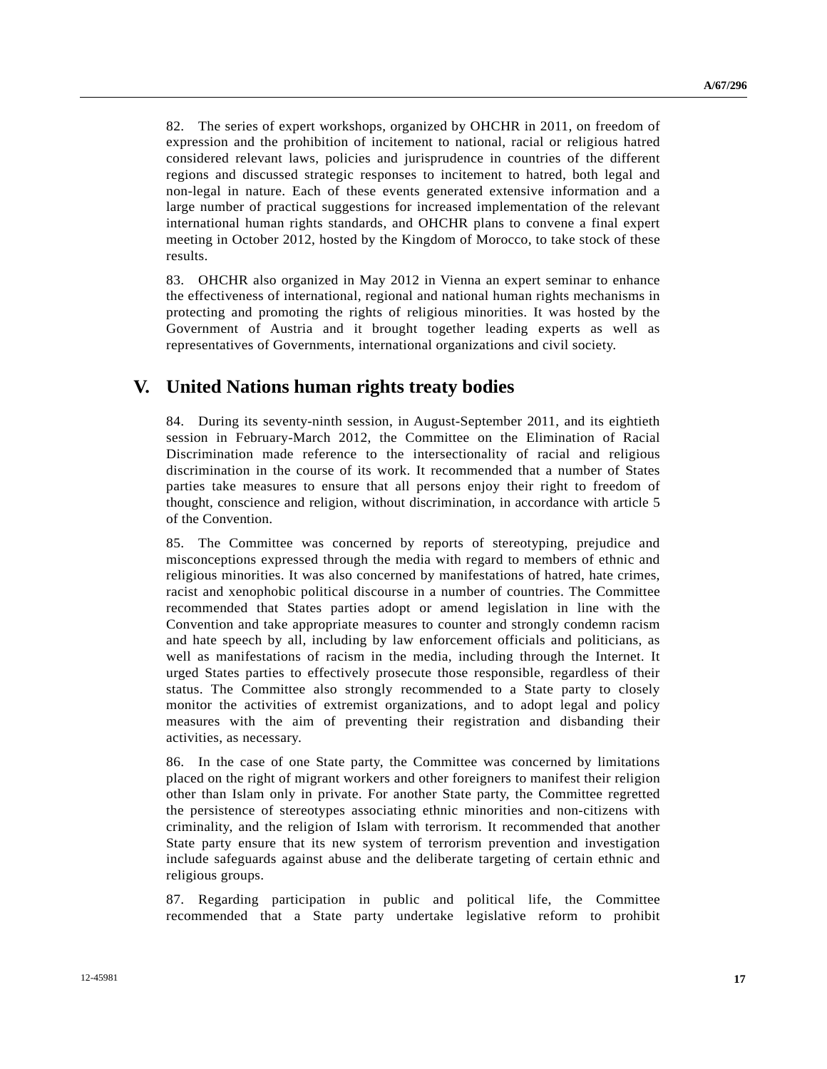82. The series of expert workshops, organized by OHCHR in 2011, on freedom of expression and the prohibition of incitement to national, racial or religious hatred considered relevant laws, policies and jurisprudence in countries of the different regions and discussed strategic responses to incitement to hatred, both legal and non-legal in nature. Each of these events generated extensive information and a large number of practical suggestions for increased implementation of the relevant international human rights standards, and OHCHR plans to convene a final expert meeting in October 2012, hosted by the Kingdom of Morocco, to take stock of these results.

83. OHCHR also organized in May 2012 in Vienna an expert seminar to enhance the effectiveness of international, regional and national human rights mechanisms in protecting and promoting the rights of religious minorities. It was hosted by the Government of Austria and it brought together leading experts as well as representatives of Governments, international organizations and civil society.

# V. United Nations human rights treaty bodies

84. During its seventy-ninth session, in August-September 2011, and its eightieth session in February-March 2012, the Committee on the Elimination of Racial Discrimination made reference to the intersectionality of racial and religious discrimination in the course of its work. It recommended that a number of States parties take measures to ensure that all persons enjoy their right to freedom of thought, conscience and religion, without discrimination, in accordance with article 5 of the Convention.

85. The Committee was concerned by reports of stereotyping, prejudice and misconceptions expressed through the media with regard to members of ethnic and religious minorities. It was also concerned by manifestations of hatred, hate crimes, racist and xenophobic political discourse in a number of countries. The Committee recommended that States parties adopt or amend legislation in line with the Convention and take appropriate measures to counter and strongly condemn racism and hate speech by all, including by law enforcement officials and politicians, as well as manifestations of racism in the media, including through the Internet. It urged States parties to effectively prosecute those responsible, regardless of their status. The Committee also strongly recommended to a State party to closely monitor the activities of extremist organizations, and to adopt legal and policy measures with the aim of preventing their registration and disbanding their activities, as necessary.

86. In the case of one State party, the Committee was concerned by limitations placed on the right of migrant workers and other foreigners to manifest their religion other than Islam only in private. For another State party, the Committee regretted the persistence of stereotypes associating ethnic minorities and non-citizens with criminality, and the religion of Islam with terrorism. It recommended that another State party ensure that its new system of terrorism prevention and investigation include safeguards against abuse and the deliberate targeting of certain ethnic and religious groups.

87. Regarding participation in public and political life, the Committee recommended that a State party undertake legislative reform to prohibit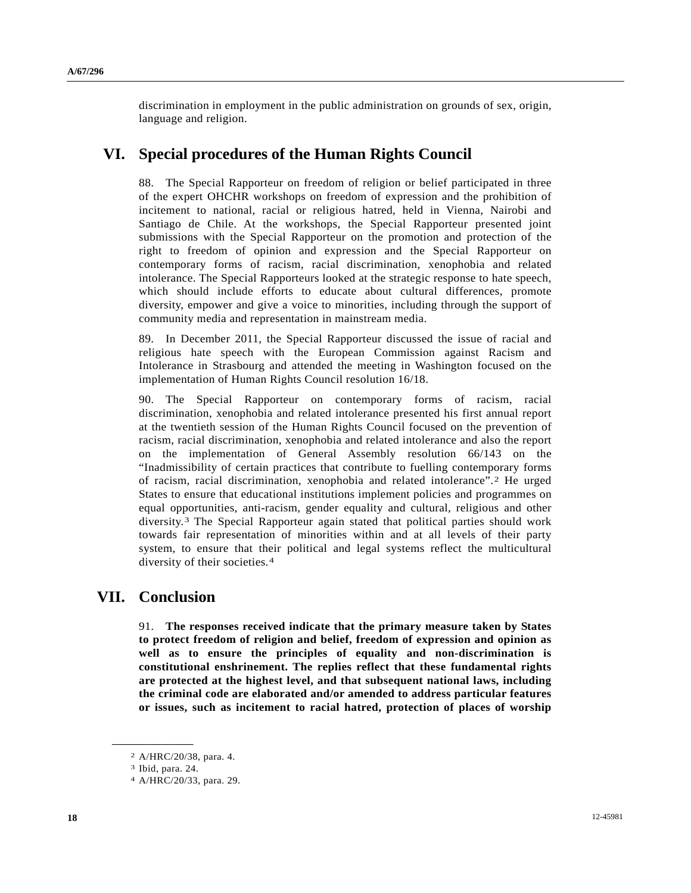discrimination in employment in the public administration on grounds of sex, origin, language and religion.

## VI. Special procedures of the Human Rights Council

88. The Special Rapporteur on freedom of religion or belief participated in three of the expert OHCHR workshops on freedom of expression and the prohibition of incitement to national, racial or religious hatred, held in Vienna, Nairobi and Santiago de Chile. At the workshops, the Special Rapporteur presented joint submissions with the Special Rapporteur on the promotion and protection of the right to freedom of opinion and expression and the Special Rapporteur on contemporary forms of racism, racial discrimination, xenophobia and related intolerance. The Special Rapporteurs looked at the strategic response to hate speech, which should include efforts to educate about cultural differences, promote diversity, empower and give a voice to minorities, including through the support of community media and representation in mainstream media.

89. In December 2011, the Special Rapporteur discussed the issue of racial and religious hate speech with the European Commission against Racism and Intolerance in Strasbourg and attended the meeting in Washington focused on the implementation of Human Rights Council resolution 16/18.

90. The Special Rapporteur on contemporary forms of racism, racial discrimination, xenophobia and related intolerance presented his first annual report at the twentieth session of the Human Rights Council focused on the prevention of racism, racial discrimination, xenophobia and related intolerance and also the report on the implementation of General Assembly resolution 66/143 on the "Inadmissibility of certain practices that contribute to fuelling contemporary forms of racism, racial discrimination, xenophobia and related intolerance".[2] He urged States to ensure that educational institutions implement policies and programmes on equal opportunities, anti-racism, gender equality and cultural, religious and other diversity.[3] The Special Rapporteur again stated that political parties should work towards fair representation of minorities within and at all levels of their party system, to ensure that their political and legal systems reflect the multicultural diversity of their societies.[4]

## VII. Conclusion

91. **The responses received indicate that the primary measure taken by States to protect freedom of religion and belief, freedom of expression and opinion as well as to ensure the principles of equality and non-discrimination is constitutional enshrinement. The replies reflect that these fundamental rights are protected at the highest level, and that subsequent national laws, including the criminal code are elaborated and/or amended to address particular features or issues, such as incitement to racial hatred, protection of places of worship**

---

[2] A/HRC/20/38, para. 4.

[3] Ibid, para. 24.

[4] A/HRC/20/33, para. 29.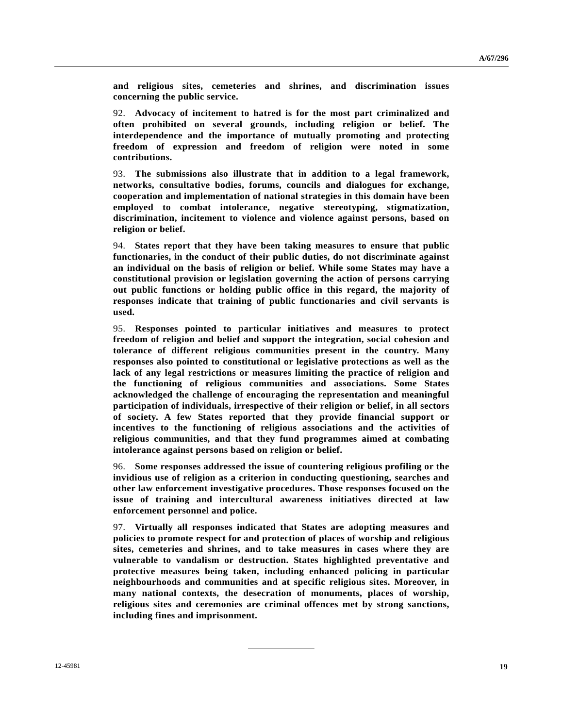**and religious sites, cemeteries and shrines, and discrimination issues concerning the public service.**

92. **Advocacy of incitement to hatred is for the most part criminalized and often prohibited on several grounds, including religion or belief. The interdependence and the importance of mutually promoting and protecting freedom of expression and freedom of religion were noted in some contributions.**

93. **The submissions also illustrate that in addition to a legal framework, networks, consultative bodies, forums, councils and dialogues for exchange, cooperation and implementation of national strategies in this domain have been employed to combat intolerance, negative stereotyping, stigmatization, discrimination, incitement to violence and violence against persons, based on religion or belief.**

94. **States report that they have been taking measures to ensure that public functionaries, in the conduct of their public duties, do not discriminate against an individual on the basis of religion or belief. While some States may have a constitutional provision or legislation governing the action of persons carrying out public functions or holding public office in this regard, the majority of responses indicate that training of public functionaries and civil servants is used.**

95. **Responses pointed to particular initiatives and measures to protect freedom of religion and belief and support the integration, social cohesion and tolerance of different religious communities present in the country. Many responses also pointed to constitutional or legislative protections as well as the lack of any legal restrictions or measures limiting the practice of religion and the functioning of religious communities and associations. Some States acknowledged the challenge of encouraging the representation and meaningful participation of individuals, irrespective of their religion or belief, in all sectors of society. A few States reported that they provide financial support or incentives to the functioning of religious associations and the activities of religious communities, and that they fund programmes aimed at combating intolerance against persons based on religion or belief.**

96. **Some responses addressed the issue of countering religious profiling or the invidious use of religion as a criterion in conducting questioning, searches and other law enforcement investigative procedures. Those responses focused on the issue of training and intercultural awareness initiatives directed at law enforcement personnel and police.**

97. **Virtually all responses indicated that States are adopting measures and policies to promote respect for and protection of places of worship and religious sites, cemeteries and shrines, and to take measures in cases where they are vulnerable to vandalism or destruction. States highlighted preventative and protective measures being taken, including enhanced policing in particular neighbourhoods and communities and at specific religious sites. Moreover, in many national contexts, the desecration of monuments, places of worship, religious sites and ceremonies are criminal offences met by strong sanctions, including fines and imprisonment.**

---